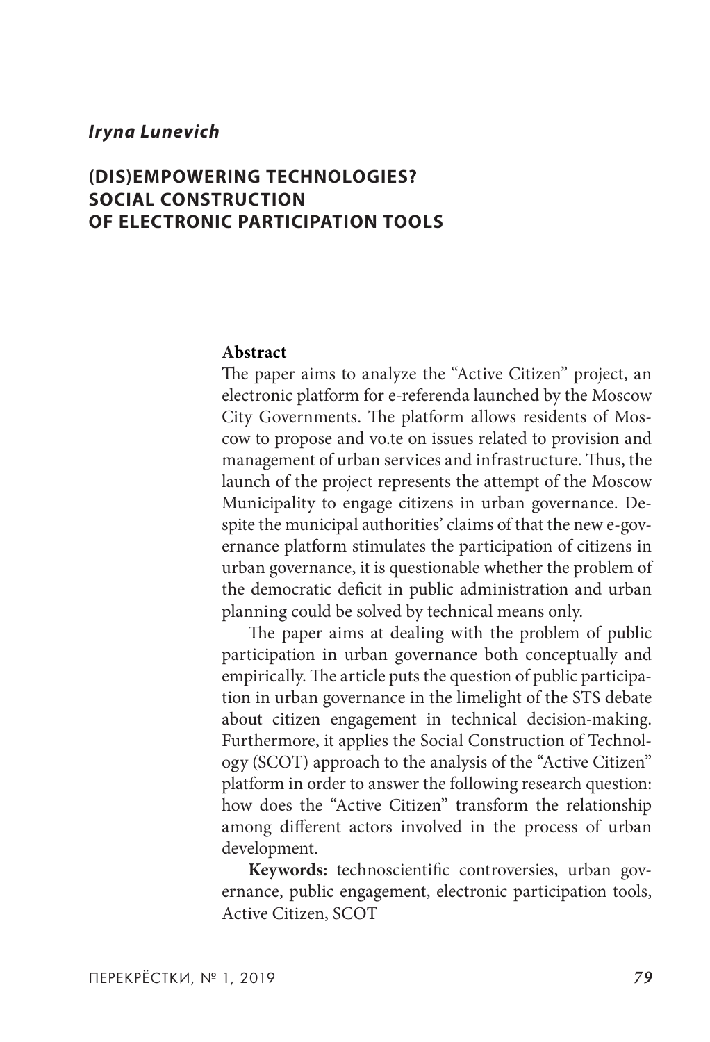*Iryna Lunevich*

# (DIS)EMPOWERING TECHNOLOGIES? SOCIAL CONSTRUCTION OF ELECTRONIC PARTICIPATION TOOLS

**Abstract**

The paper aims to analyze the "Active Citizen" project, an electronic platform for e-referenda launched by the Moscow City Governments. The platform allows residents of Moscow to propose and vo.te on issues related to provision and management of urban services and infrastructure. Thus, the launch of the project represents the attempt of the Moscow Municipality to engage citizens in urban governance. Despite the municipal authorities' claims of that the new e-governance platform stimulates the participation of citizens in urban governance, it is questionable whether the problem of the democratic deficit in public administration and urban planning could be solved by technical means only.

The paper aims at dealing with the problem of public participation in urban governance both conceptually and empirically. The article puts the question of public participation in urban governance in the limelight of the STS debate about citizen engagement in technical decision-making. Furthermore, it applies the Social Construction of Technology (SCOT) approach to the analysis of the "Active Citizen" platform in order to answer the following research question: how does the "Active Citizen" transform the relationship among different actors involved in the process of urban development.

**Keywords:** technoscientific controversies, urban governance, public engagement, electronic participation tools, Active Citizen, SCOT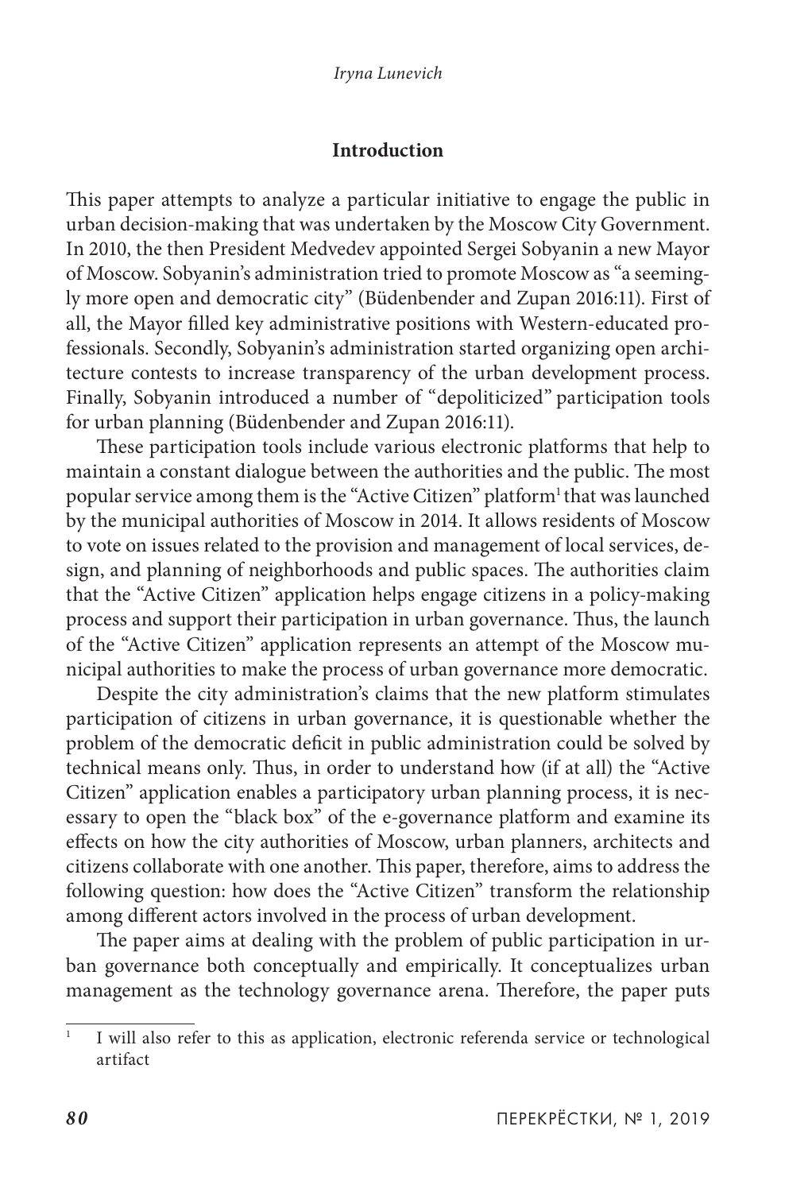## Introduction

This paper attempts to analyze a particular initiative to engage the public in urban decision-making that was undertaken by the Moscow City Government. In 2010, the then President Medvedev appointed Sergei Sobyanin a new Mayor of Moscow. Sobyanin's administration tried to promote Moscow as "a seemingly more open and democratic city" (Büdenbender and Zupan 2016:11). First of all, the Mayor filled key administrative positions with Western-educated professionals. Secondly, Sobyanin's administration started organizing open architecture contests to increase transparency of the urban development process. Finally, Sobyanin introduced a number of "depoliticized" participation tools for urban planning (Büdenbender and Zupan 2016:11).

These participation tools include various electronic platforms that help to maintain a constant dialogue between the authorities and the public. The most popular service among them is the "Active Citizen" platform[1] that was launched by the municipal authorities of Moscow in 2014. It allows residents of Moscow to vote on issues related to the provision and management of local services, design, and planning of neighborhoods and public spaces. The authorities claim that the "Active Citizen" application helps engage citizens in a policy-making process and support their participation in urban governance. Thus, the launch of the "Active Citizen" application represents an attempt of the Moscow municipal authorities to make the process of urban governance more democratic.

Despite the city administration's claims that the new platform stimulates participation of citizens in urban governance, it is questionable whether the problem of the democratic deficit in public administration could be solved by technical means only. Thus, in order to understand how (if at all) the "Active Citizen" application enables a participatory urban planning process, it is necessary to open the "black box" of the e-governance platform and examine its effects on how the city authorities of Moscow, urban planners, architects and citizens collaborate with one another. This paper, therefore, aims to address the following question: how does the "Active Citizen" transform the relationship among different actors involved in the process of urban development.

The paper aims at dealing with the problem of public participation in urban governance both conceptually and empirically. It conceptualizes urban management as the technology governance arena. Therefore, the paper puts

[1] I will also refer to this as application, electronic referenda service or technological artifact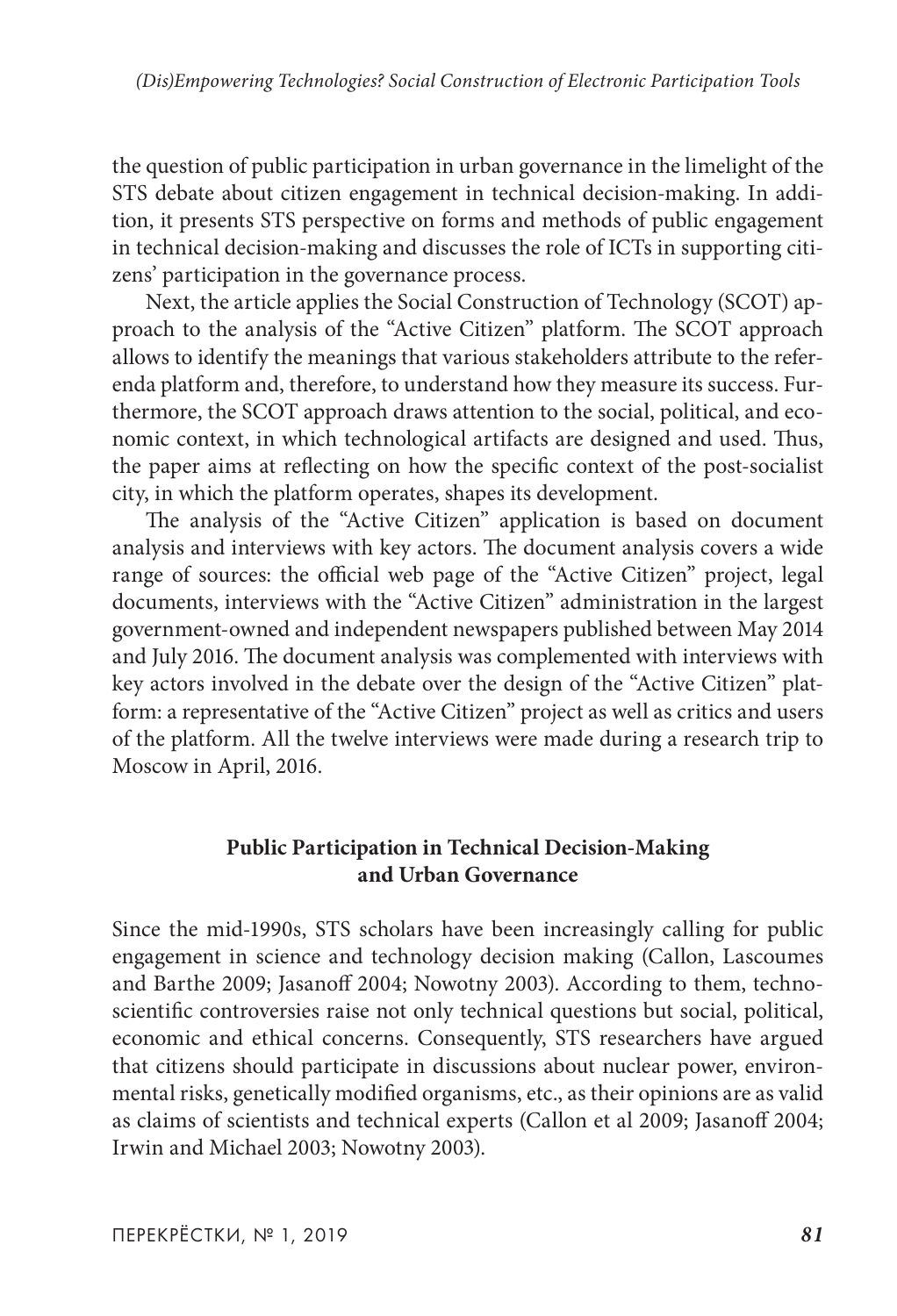the question of public participation in urban governance in the limelight of the STS debate about citizen engagement in technical decision-making. In addition, it presents STS perspective on forms and methods of public engagement in technical decision-making and discusses the role of ICTs in supporting citizens' participation in the governance process.

Next, the article applies the Social Construction of Technology (SCOT) approach to the analysis of the "Active Citizen" platform. The SCOT approach allows to identify the meanings that various stakeholders attribute to the referenda platform and, therefore, to understand how they measure its success. Furthermore, the SCOT approach draws attention to the social, political, and economic context, in which technological artifacts are designed and used. Thus, the paper aims at reflecting on how the specific context of the post-socialist city, in which the platform operates, shapes its development.

The analysis of the "Active Citizen" application is based on document analysis and interviews with key actors. The document analysis covers a wide range of sources: the official web page of the "Active Citizen" project, legal documents, interviews with the "Active Citizen" administration in the largest government-owned and independent newspapers published between May 2014 and July 2016. The document analysis was complemented with interviews with key actors involved in the debate over the design of the "Active Citizen" platform: a representative of the "Active Citizen" project as well as critics and users of the platform. All the twelve interviews were made during a research trip to Moscow in April, 2016.

## Public Participation in Technical Decision-Making and Urban Governance

Since the mid-1990s, STS scholars have been increasingly calling for public engagement in science and technology decision making (Callon, Lascoumes and Barthe 2009; Jasanoff 2004; Nowotny 2003). According to them, technoscientific controversies raise not only technical questions but social, political, economic and ethical concerns. Consequently, STS researchers have argued that citizens should participate in discussions about nuclear power, environmental risks, genetically modified organisms, etc., as their opinions are as valid as claims of scientists and technical experts (Callon et al 2009; Jasanoff 2004; Irwin and Michael 2003; Nowotny 2003).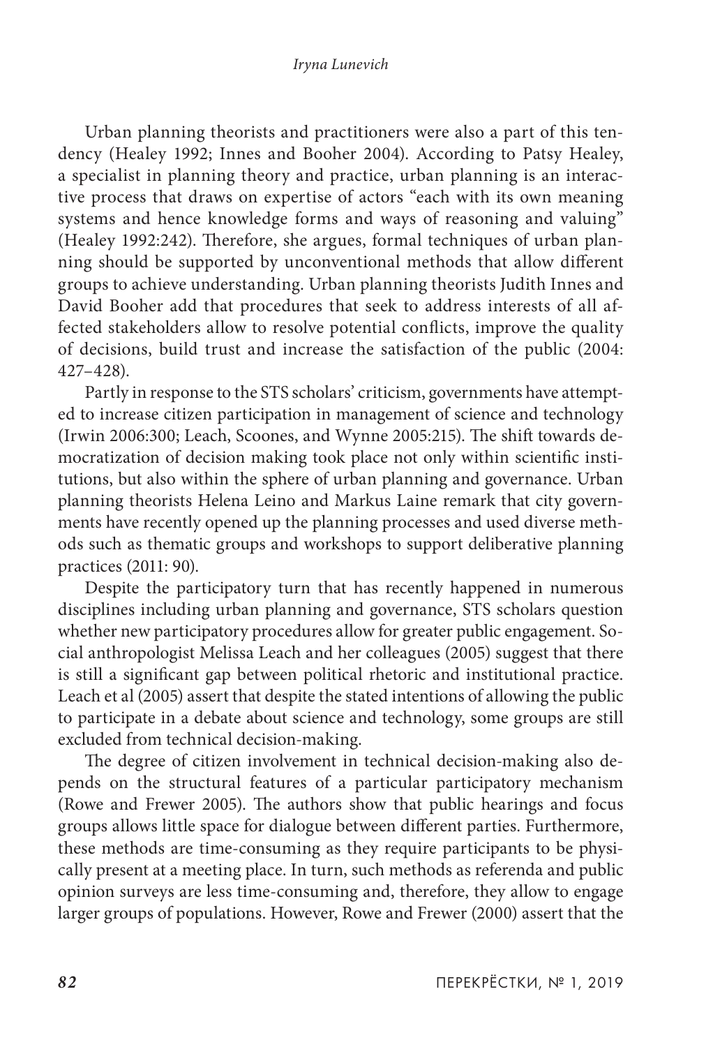Urban planning theorists and practitioners were also a part of this tendency (Healey 1992; Innes and Booher 2004). According to Patsy Healey, a specialist in planning theory and practice, urban planning is an interactive process that draws on expertise of actors "each with its own meaning systems and hence knowledge forms and ways of reasoning and valuing" (Healey 1992:242). Therefore, she argues, formal techniques of urban planning should be supported by unconventional methods that allow different groups to achieve understanding. Urban planning theorists Judith Innes and David Booher add that procedures that seek to address interests of all affected stakeholders allow to resolve potential conflicts, improve the quality of decisions, build trust and increase the satisfaction of the public (2004: 427–428).

Partly in response to the STS scholars' criticism, governments have attempted to increase citizen participation in management of science and technology (Irwin 2006:300; Leach, Scoones, and Wynne 2005:215). The shift towards democratization of decision making took place not only within scientific institutions, but also within the sphere of urban planning and governance. Urban planning theorists Helena Leino and Markus Laine remark that city governments have recently opened up the planning processes and used diverse methods such as thematic groups and workshops to support deliberative planning practices (2011: 90).

Despite the participatory turn that has recently happened in numerous disciplines including urban planning and governance, STS scholars question whether new participatory procedures allow for greater public engagement. Social anthropologist Melissa Leach and her colleagues (2005) suggest that there is still a significant gap between political rhetoric and institutional practice. Leach et al (2005) assert that despite the stated intentions of allowing the public to participate in a debate about science and technology, some groups are still excluded from technical decision-making.

The degree of citizen involvement in technical decision-making also depends on the structural features of a particular participatory mechanism (Rowe and Frewer 2005). The authors show that public hearings and focus groups allows little space for dialogue between different parties. Furthermore, these methods are time-consuming as they require participants to be physically present at a meeting place. In turn, such methods as referenda and public opinion surveys are less time-consuming and, therefore, they allow to engage larger groups of populations. However, Rowe and Frewer (2000) assert that the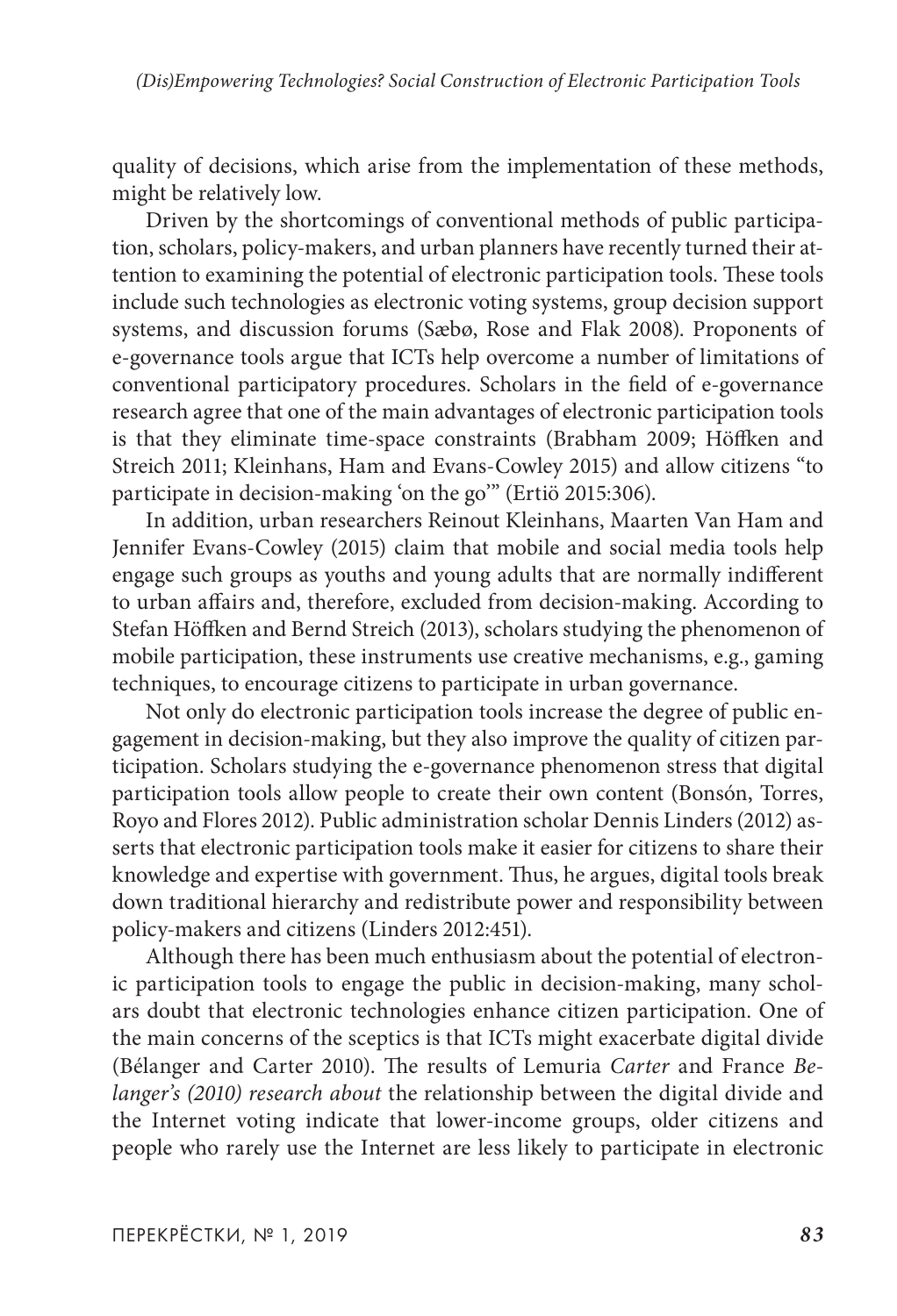quality of decisions, which arise from the implementation of these methods, might be relatively low.

Driven by the shortcomings of conventional methods of public participation, scholars, policy-makers, and urban planners have recently turned their attention to examining the potential of electronic participation tools. These tools include such technologies as electronic voting systems, group decision support systems, and discussion forums (Sæbø, Rose and Flak 2008). Proponents of e-governance tools argue that ICTs help overcome a number of limitations of conventional participatory procedures. Scholars in the field of e-governance research agree that one of the main advantages of electronic participation tools is that they eliminate time-space constraints (Brabham 2009; Höffken and Streich 2011; Kleinhans, Ham and Evans-Cowley 2015) and allow citizens "to participate in decision-making 'on the go'" (Ertiö 2015:306).

In addition, urban researchers Reinout Kleinhans, Maarten Van Ham and Jennifer Evans-Cowley (2015) claim that mobile and social media tools help engage such groups as youths and young adults that are normally indifferent to urban affairs and, therefore, excluded from decision-making. According to Stefan Höffken and Bernd Streich (2013), scholars studying the phenomenon of mobile participation, these instruments use creative mechanisms, e.g., gaming techniques, to encourage citizens to participate in urban governance.

Not only do electronic participation tools increase the degree of public engagement in decision-making, but they also improve the quality of citizen participation. Scholars studying the e-governance phenomenon stress that digital participation tools allow people to create their own content (Bonsón, Torres, Royo and Flores 2012). Public administration scholar Dennis Linders (2012) asserts that electronic participation tools make it easier for citizens to share their knowledge and expertise with government. Thus, he argues, digital tools break down traditional hierarchy and redistribute power and responsibility between policy-makers and citizens (Linders 2012:451).

Although there has been much enthusiasm about the potential of electronic participation tools to engage the public in decision-making, many scholars doubt that electronic technologies enhance citizen participation. One of the main concerns of the sceptics is that ICTs might exacerbate digital divide (Bélanger and Carter 2010). The results of Lemuria *Carter* and France *Belanger's (2010) research about* the relationship between the digital divide and the Internet voting indicate that lower-income groups, older citizens and people who rarely use the Internet are less likely to participate in electronic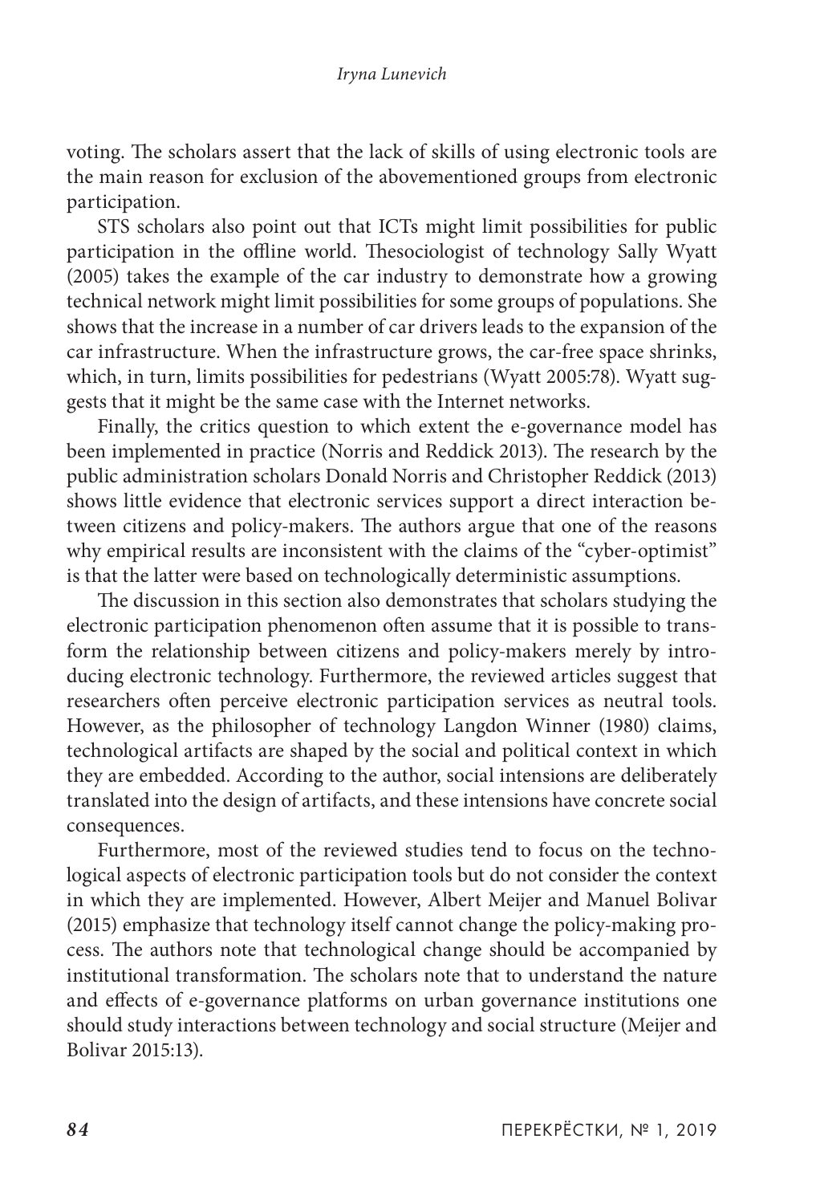voting. The scholars assert that the lack of skills of using electronic tools are the main reason for exclusion of the abovementioned groups from electronic participation.

STS scholars also point out that ICTs might limit possibilities for public participation in the offline world. Thesociologist of technology Sally Wyatt (2005) takes the example of the car industry to demonstrate how a growing technical network might limit possibilities for some groups of populations. She shows that the increase in a number of car drivers leads to the expansion of the car infrastructure. When the infrastructure grows, the car-free space shrinks, which, in turn, limits possibilities for pedestrians (Wyatt 2005:78). Wyatt suggests that it might be the same case with the Internet networks.

Finally, the critics question to which extent the e-governance model has been implemented in practice (Norris and Reddick 2013). The research by the public administration scholars Donald Norris and Christopher Reddick (2013) shows little evidence that electronic services support a direct interaction between citizens and policy-makers. The authors argue that one of the reasons why empirical results are inconsistent with the claims of the "cyber-optimist" is that the latter were based on technologically deterministic assumptions.

The discussion in this section also demonstrates that scholars studying the electronic participation phenomenon often assume that it is possible to transform the relationship between citizens and policy-makers merely by introducing electronic technology. Furthermore, the reviewed articles suggest that researchers often perceive electronic participation services as neutral tools. However, as the philosopher of technology Langdon Winner (1980) claims, technological artifacts are shaped by the social and political context in which they are embedded. According to the author, social intensions are deliberately translated into the design of artifacts, and these intensions have concrete social consequences.

Furthermore, most of the reviewed studies tend to focus on the technological aspects of electronic participation tools but do not consider the context in which they are implemented. However, Albert Meijer and Manuel Bolivar (2015) emphasize that technology itself cannot change the policy-making process. The authors note that technological change should be accompanied by institutional transformation. The scholars note that to understand the nature and effects of e-governance platforms on urban governance institutions one should study interactions between technology and social structure (Meijer and Bolivar 2015:13).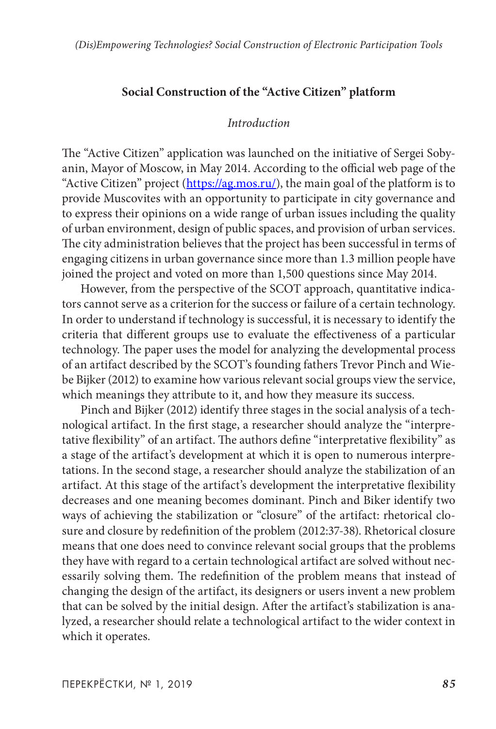## Social Construction of the "Active Citizen" platform

### *Introduction*

The "Active Citizen" application was launched on the initiative of Sergei Sobyanin, Mayor of Moscow, in May 2014. According to the official web page of the "Active Citizen" project (https://ag.mos.ru/), the main goal of the platform is to provide Muscovites with an opportunity to participate in city governance and to express their opinions on a wide range of urban issues including the quality of urban environment, design of public spaces, and provision of urban services. The city administration believes that the project has been successful in terms of engaging citizens in urban governance since more than 1.3 million people have joined the project and voted on more than 1,500 questions since May 2014.

However, from the perspective of the SCOT approach, quantitative indicators cannot serve as a criterion for the success or failure of a certain technology. In order to understand if technology is successful, it is necessary to identify the criteria that different groups use to evaluate the effectiveness of a particular technology. The paper uses the model for analyzing the developmental process of an artifact described by the SCOT's founding fathers Trevor Pinch and Wiebe Bijker (2012) to examine how various relevant social groups view the service, which meanings they attribute to it, and how they measure its success.

Pinch and Bijker (2012) identify three stages in the social analysis of a technological artifact. In the first stage, a researcher should analyze the "interpretative flexibility" of an artifact. The authors define "interpretative flexibility" as a stage of the artifact's development at which it is open to numerous interpretations. In the second stage, a researcher should analyze the stabilization of an artifact. At this stage of the artifact's development the interpretative flexibility decreases and one meaning becomes dominant. Pinch and Biker identify two ways of achieving the stabilization or "closure" of the artifact: rhetorical closure and closure by redefinition of the problem (2012:37-38). Rhetorical closure means that one does need to convince relevant social groups that the problems they have with regard to a certain technological artifact are solved without necessarily solving them. The redefinition of the problem means that instead of changing the design of the artifact, its designers or users invent a new problem that can be solved by the initial design. After the artifact's stabilization is analyzed, a researcher should relate a technological artifact to the wider context in which it operates.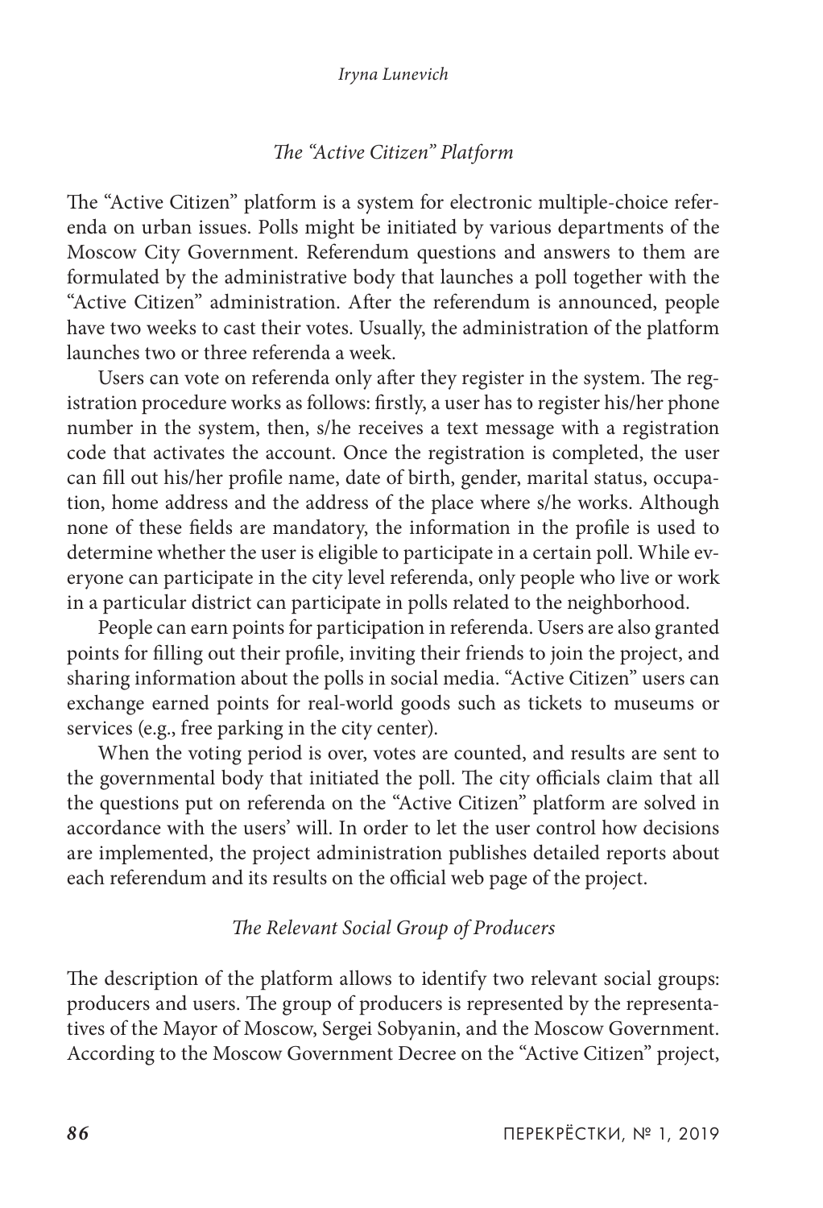### *The "Active Citizen" Platform*

The "Active Citizen" platform is a system for electronic multiple-choice referenda on urban issues. Polls might be initiated by various departments of the Moscow City Government. Referendum questions and answers to them are formulated by the administrative body that launches a poll together with the "Active Citizen" administration. After the referendum is announced, people have two weeks to cast their votes. Usually, the administration of the platform launches two or three referenda a week.

Users can vote on referenda only after they register in the system. The registration procedure works as follows: firstly, a user has to register his/her phone number in the system, then, s/he receives a text message with a registration code that activates the account. Once the registration is completed, the user can fill out his/her profile name, date of birth, gender, marital status, occupation, home address and the address of the place where s/he works. Although none of these fields are mandatory, the information in the profile is used to determine whether the user is eligible to participate in a certain poll. While everyone can participate in the city level referenda, only people who live or work in a particular district can participate in polls related to the neighborhood.

People can earn points for participation in referenda. Users are also granted points for filling out their profile, inviting their friends to join the project, and sharing information about the polls in social media. "Active Citizen" users can exchange earned points for real-world goods such as tickets to museums or services (e.g., free parking in the city center).

When the voting period is over, votes are counted, and results are sent to the governmental body that initiated the poll. The city officials claim that all the questions put on referenda on the "Active Citizen" platform are solved in accordance with the users' will. In order to let the user control how decisions are implemented, the project administration publishes detailed reports about each referendum and its results on the official web page of the project.

### *The Relevant Social Group of Producers*

The description of the platform allows to identify two relevant social groups: producers and users. The group of producers is represented by the representatives of the Mayor of Moscow, Sergei Sobyanin, and the Moscow Government. According to the Moscow Government Decree on the "Active Citizen" project,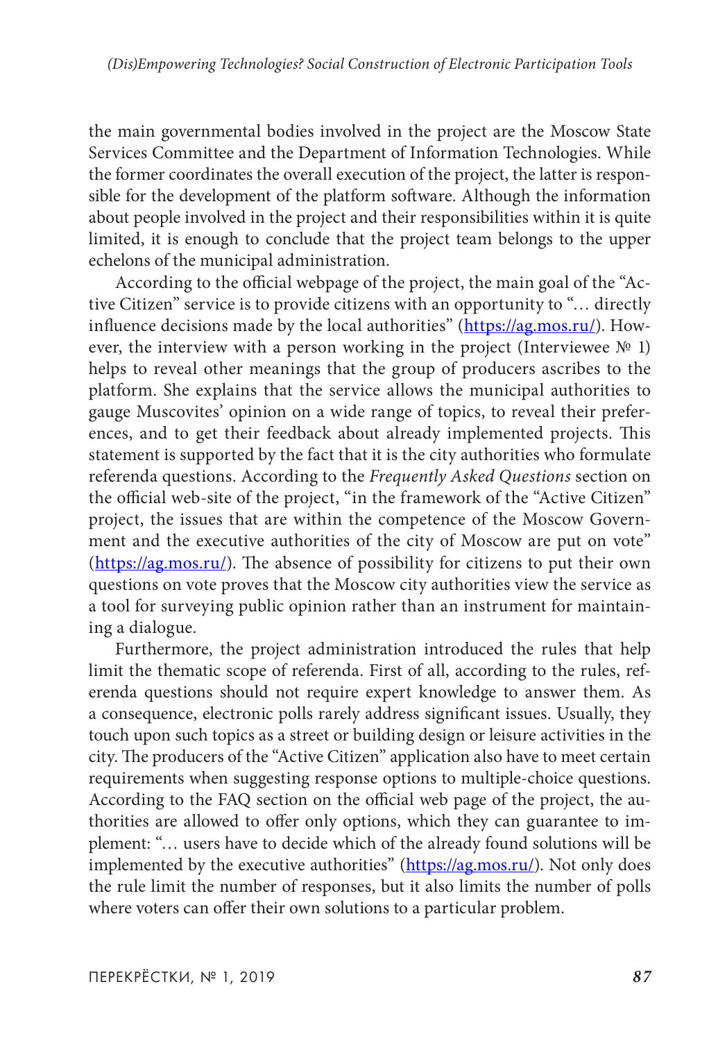the main governmental bodies involved in the project are the Moscow State Services Committee and the Department of Information Technologies. While the former coordinates the overall execution of the project, the latter is responsible for the development of the platform software. Although the information about people involved in the project and their responsibilities within it is quite limited, it is enough to conclude that the project team belongs to the upper echelons of the municipal administration.

According to the official webpage of the project, the main goal of the "Active Citizen" service is to provide citizens with an opportunity to "… directly influence decisions made by the local authorities" (https://ag.mos.ru/). However, the interview with a person working in the project (Interviewee № 1) helps to reveal other meanings that the group of producers ascribes to the platform. She explains that the service allows the municipal authorities to gauge Muscovites' opinion on a wide range of topics, to reveal their preferences, and to get their feedback about already implemented projects. This statement is supported by the fact that it is the city authorities who formulate referenda questions. According to the *Frequently Asked Questions* section on the official web-site of the project, "in the framework of the "Active Citizen" project, the issues that are within the competence of the Moscow Government and the executive authorities of the city of Moscow are put on vote" (https://ag.mos.ru/). The absence of possibility for citizens to put their own questions on vote proves that the Moscow city authorities view the service as a tool for surveying public opinion rather than an instrument for maintaining a dialogue.

Furthermore, the project administration introduced the rules that help limit the thematic scope of referenda. First of all, according to the rules, referenda questions should not require expert knowledge to answer them. As a consequence, electronic polls rarely address significant issues. Usually, they touch upon such topics as a street or building design or leisure activities in the city. The producers of the "Active Citizen" application also have to meet certain requirements when suggesting response options to multiple-choice questions. According to the FAQ section on the official web page of the project, the authorities are allowed to offer only options, which they can guarantee to implement: "… users have to decide which of the already found solutions will be implemented by the executive authorities" (https://ag.mos.ru/). Not only does the rule limit the number of responses, but it also limits the number of polls where voters can offer their own solutions to a particular problem.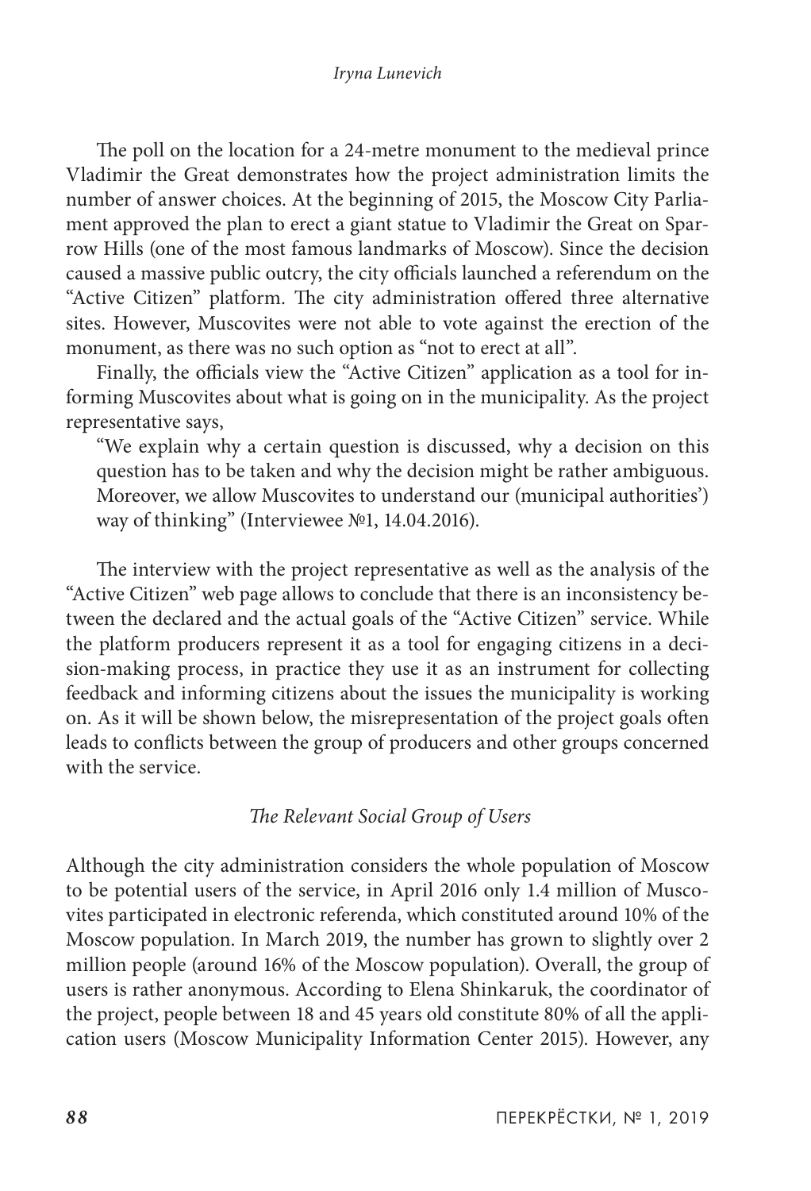The poll on the location for a 24-metre monument to the medieval prince Vladimir the Great demonstrates how the project administration limits the number of answer choices. At the beginning of 2015, the Moscow City Parliament approved the plan to erect a giant statue to Vladimir the Great on Sparrow Hills (one of the most famous landmarks of Moscow). Since the decision caused a massive public outcry, the city officials launched a referendum on the "Active Citizen" platform. The city administration offered three alternative sites. However, Muscovites were not able to vote against the erection of the monument, as there was no such option as "not to erect at all".

Finally, the officials view the "Active Citizen" application as a tool for informing Muscovites about what is going on in the municipality. As the project representative says,

> "We explain why a certain question is discussed, why a decision on this question has to be taken and why the decision might be rather ambiguous. Moreover, we allow Muscovites to understand our (municipal authorities') way of thinking" (Interviewee №1, 14.04.2016).

The interview with the project representative as well as the analysis of the "Active Citizen" web page allows to conclude that there is an inconsistency between the declared and the actual goals of the "Active Citizen" service. While the platform producers represent it as a tool for engaging citizens in a decision-making process, in practice they use it as an instrument for collecting feedback and informing citizens about the issues the municipality is working on. As it will be shown below, the misrepresentation of the project goals often leads to conflicts between the group of producers and other groups concerned with the service.

### *The Relevant Social Group of Users*

Although the city administration considers the whole population of Moscow to be potential users of the service, in April 2016 only 1.4 million of Muscovites participated in electronic referenda, which constituted around 10% of the Moscow population. In March 2019, the number has grown to slightly over 2 million people (around 16% of the Moscow population). Overall, the group of users is rather anonymous. According to Elena Shinkaruk, the coordinator of the project, people between 18 and 45 years old constitute 80% of all the application users (Moscow Municipality Information Center 2015). However, any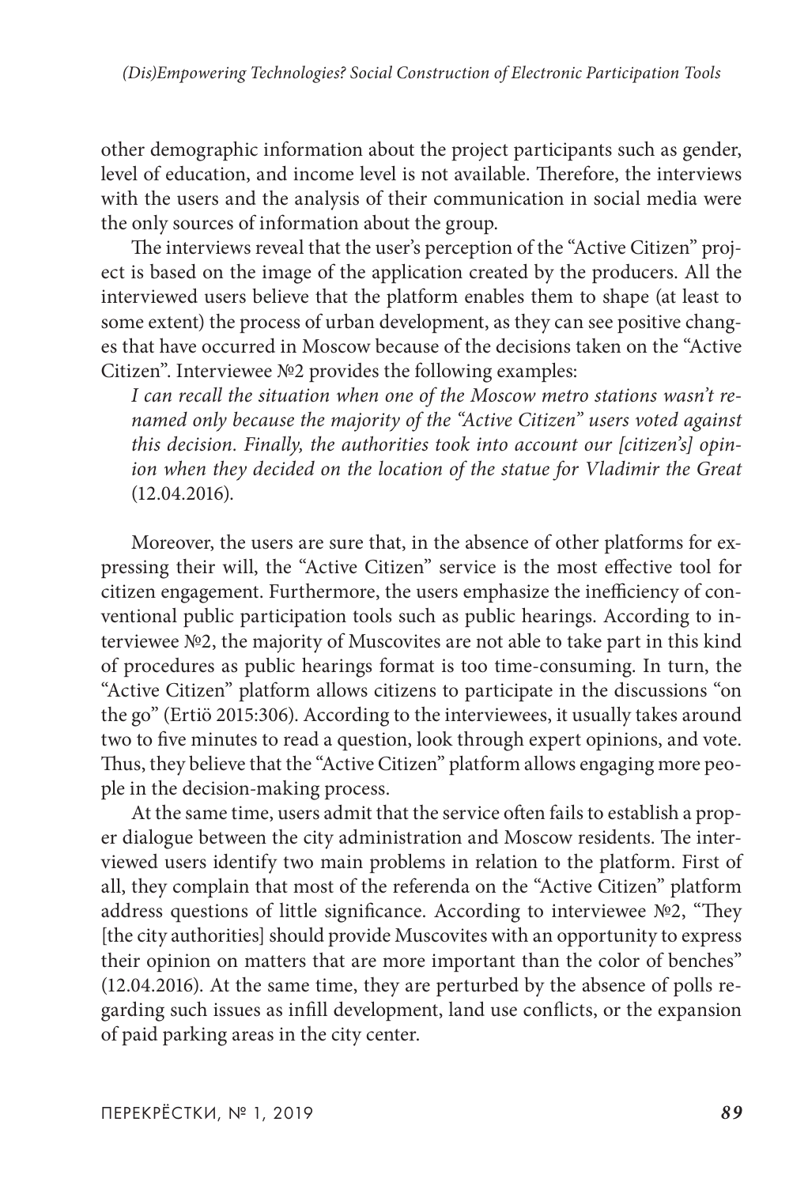other demographic information about the project participants such as gender, level of education, and income level is not available. Therefore, the interviews with the users and the analysis of their communication in social media were the only sources of information about the group.

The interviews reveal that the user's perception of the "Active Citizen" project is based on the image of the application created by the producers. All the interviewed users believe that the platform enables them to shape (at least to some extent) the process of urban development, as they can see positive changes that have occurred in Moscow because of the decisions taken on the "Active Citizen". Interviewee №2 provides the following examples:

*I can recall the situation when one of the Moscow metro stations wasn't renamed only because the majority of the "Active Citizen" users voted against this decision. Finally, the authorities took into account our [citizen's] opinion when they decided on the location of the statue for Vladimir the Great* (12.04.2016).

Moreover, the users are sure that, in the absence of other platforms for expressing their will, the "Active Citizen" service is the most effective tool for citizen engagement. Furthermore, the users emphasize the inefficiency of conventional public participation tools such as public hearings. According to interviewee №2, the majority of Muscovites are not able to take part in this kind of procedures as public hearings format is too time-consuming. In turn, the "Active Citizen" platform allows citizens to participate in the discussions "on the go" (Ertiö 2015:306). According to the interviewees, it usually takes around two to five minutes to read a question, look through expert opinions, and vote. Thus, they believe that the "Active Citizen" platform allows engaging more people in the decision-making process.

At the same time, users admit that the service often fails to establish a proper dialogue between the city administration and Moscow residents. The interviewed users identify two main problems in relation to the platform. First of all, they complain that most of the referenda on the "Active Citizen" platform address questions of little significance. According to interviewee №2, "They [the city authorities] should provide Muscovites with an opportunity to express their opinion on matters that are more important than the color of benches" (12.04.2016). At the same time, they are perturbed by the absence of polls regarding such issues as infill development, land use conflicts, or the expansion of paid parking areas in the city center.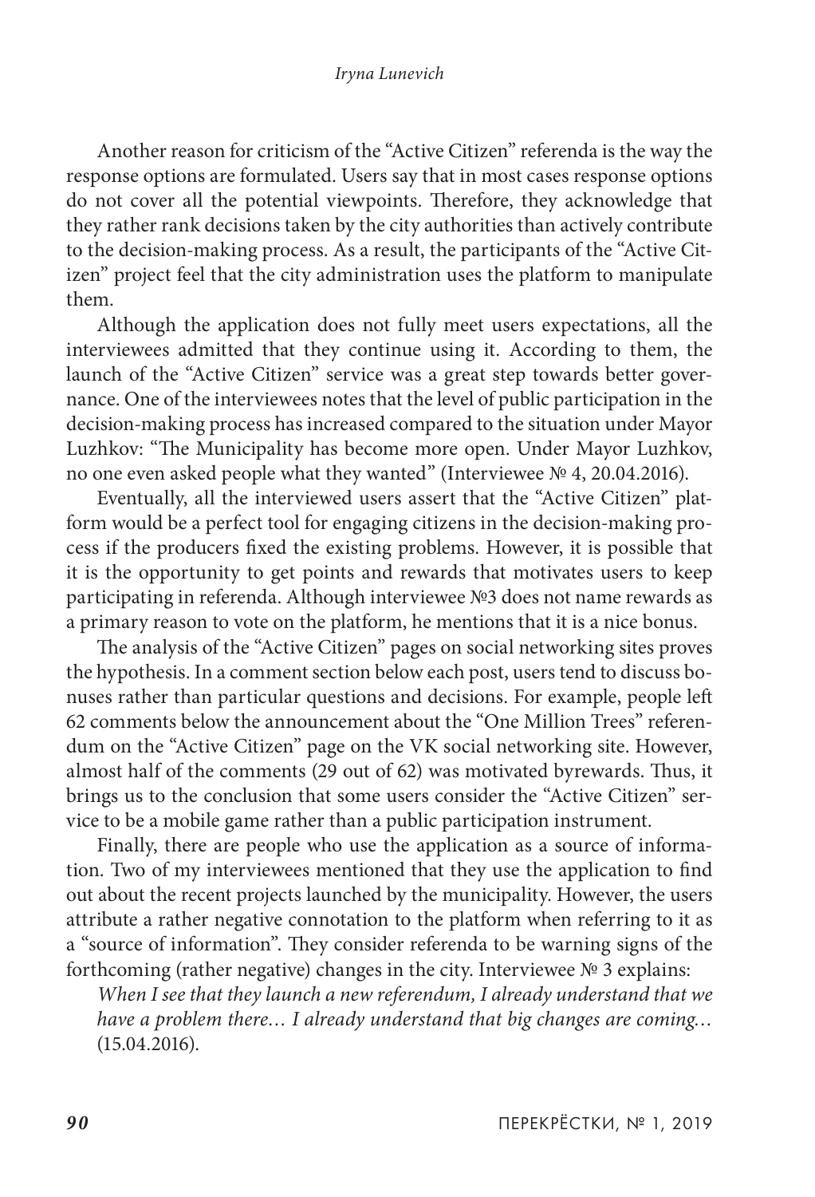Another reason for criticism of the "Active Citizen" referenda is the way the response options are formulated. Users say that in most cases response options do not cover all the potential viewpoints. Therefore, they acknowledge that they rather rank decisions taken by the city authorities than actively contribute to the decision-making process. As a result, the participants of the "Active Citizen" project feel that the city administration uses the platform to manipulate them.

Although the application does not fully meet users expectations, all the interviewees admitted that they continue using it. According to them, the launch of the "Active Citizen" service was a great step towards better governance. One of the interviewees notes that the level of public participation in the decision-making process has increased compared to the situation under Mayor Luzhkov: "The Municipality has become more open. Under Mayor Luzhkov, no one even asked people what they wanted" (Interviewee № 4, 20.04.2016).

Eventually, all the interviewed users assert that the "Active Citizen" platform would be a perfect tool for engaging citizens in the decision-making process if the producers fixed the existing problems. However, it is possible that it is the opportunity to get points and rewards that motivates users to keep participating in referenda. Although interviewee №3 does not name rewards as a primary reason to vote on the platform, he mentions that it is a nice bonus.

The analysis of the "Active Citizen" pages on social networking sites proves the hypothesis. In a comment section below each post, users tend to discuss bonuses rather than particular questions and decisions. For example, people left 62 comments below the announcement about the "One Million Trees" referendum on the "Active Citizen" page on the VK social networking site. However, almost half of the comments (29 out of 62) was motivated byrewards. Thus, it brings us to the conclusion that some users consider the "Active Citizen" service to be a mobile game rather than a public participation instrument.

Finally, there are people who use the application as a source of information. Two of my interviewees mentioned that they use the application to find out about the recent projects launched by the municipality. However, the users attribute a rather negative connotation to the platform when referring to it as a "source of information". They consider referenda to be warning signs of the forthcoming (rather negative) changes in the city. Interviewee № 3 explains:

*When I see that they launch a new referendum, I already understand that we have a problem there… I already understand that big changes are coming…* (15.04.2016).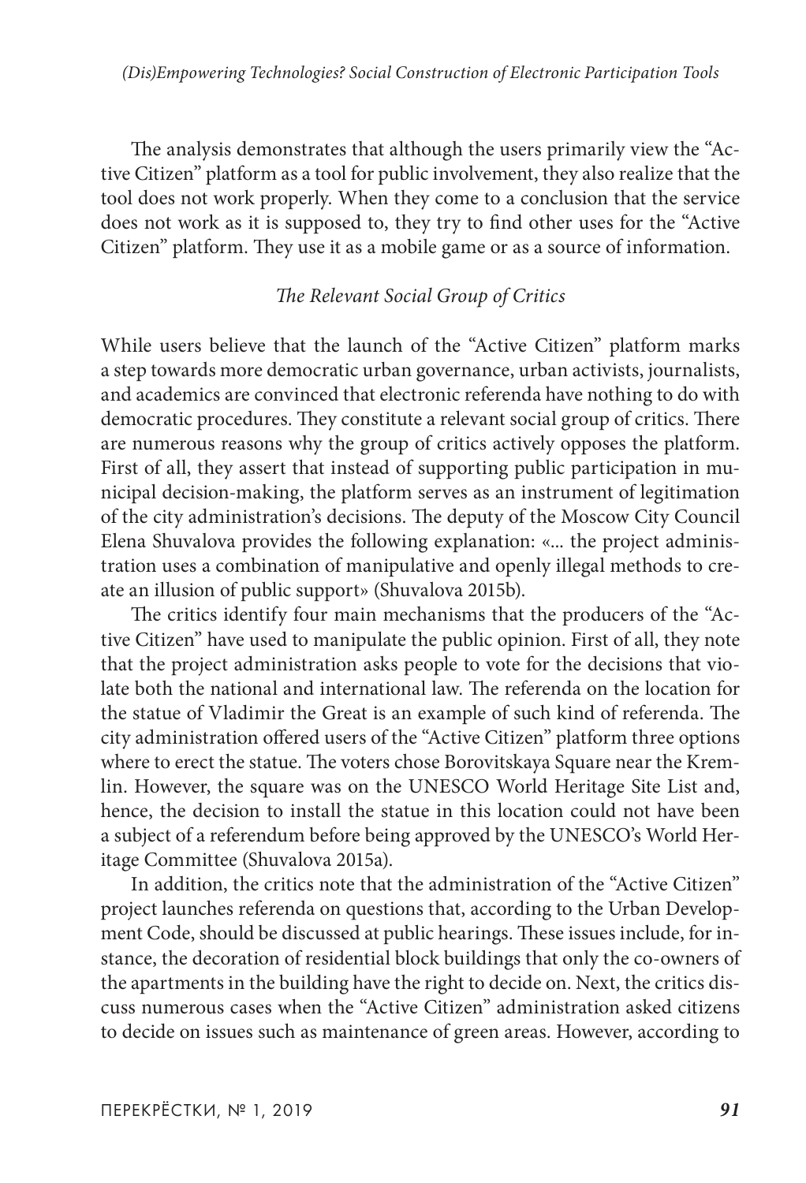The analysis demonstrates that although the users primarily view the "Active Citizen" platform as a tool for public involvement, they also realize that the tool does not work properly. When they come to a conclusion that the service does not work as it is supposed to, they try to find other uses for the "Active Citizen" platform. They use it as a mobile game or as a source of information.

### *The Relevant Social Group of Critics*

While users believe that the launch of the "Active Citizen" platform marks a step towards more democratic urban governance, urban activists, journalists, and academics are convinced that electronic referenda have nothing to do with democratic procedures. They constitute a relevant social group of critics. There are numerous reasons why the group of critics actively opposes the platform. First of all, they assert that instead of supporting public participation in municipal decision-making, the platform serves as an instrument of legitimation of the city administration's decisions. The deputy of the Moscow City Council Elena Shuvalova provides the following explanation: «... the project administration uses a combination of manipulative and openly illegal methods to create an illusion of public support» (Shuvalova 2015b).

The critics identify four main mechanisms that the producers of the "Active Citizen" have used to manipulate the public opinion. First of all, they note that the project administration asks people to vote for the decisions that violate both the national and international law. The referenda on the location for the statue of Vladimir the Great is an example of such kind of referenda. The city administration offered users of the "Active Citizen" platform three options where to erect the statue. The voters chose Borovitskaya Square near the Kremlin. However, the square was on the UNESCO World Heritage Site List and, hence, the decision to install the statue in this location could not have been a subject of a referendum before being approved by the UNESCO's World Heritage Committee (Shuvalova 2015a).

In addition, the critics note that the administration of the "Active Citizen" project launches referenda on questions that, according to the Urban Development Code, should be discussed at public hearings. These issues include, for instance, the decoration of residential block buildings that only the co-owners of the apartments in the building have the right to decide on. Next, the critics discuss numerous cases when the "Active Citizen" administration asked citizens to decide on issues such as maintenance of green areas. However, according to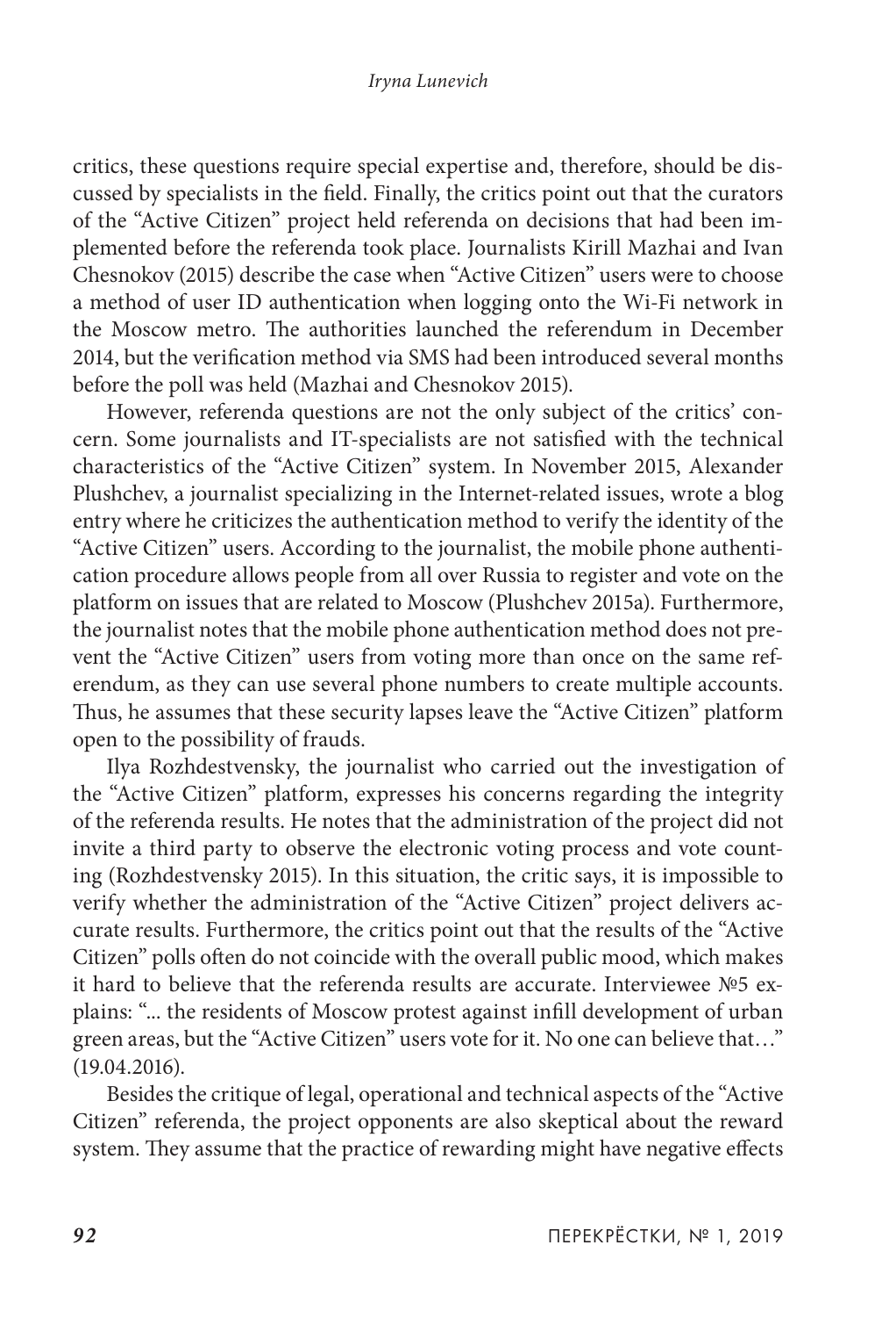critics, these questions require special expertise and, therefore, should be discussed by specialists in the field. Finally, the critics point out that the curators of the "Active Citizen" project held referenda on decisions that had been implemented before the referenda took place. Journalists Kirill Mazhai and Ivan Chesnokov (2015) describe the case when "Active Citizen" users were to choose a method of user ID authentication when logging onto the Wi-Fi network in the Moscow metro. The authorities launched the referendum in December 2014, but the verification method via SMS had been introduced several months before the poll was held (Mazhai and Chesnokov 2015).

However, referenda questions are not the only subject of the critics' concern. Some journalists and IT-specialists are not satisfied with the technical characteristics of the "Active Citizen" system. In November 2015, Alexander Plushchev, a journalist specializing in the Internet-related issues, wrote a blog entry where he criticizes the authentication method to verify the identity of the "Active Citizen" users. According to the journalist, the mobile phone authentication procedure allows people from all over Russia to register and vote on the platform on issues that are related to Moscow (Plushchev 2015a). Furthermore, the journalist notes that the mobile phone authentication method does not prevent the "Active Citizen" users from voting more than once on the same referendum, as they can use several phone numbers to create multiple accounts. Thus, he assumes that these security lapses leave the "Active Citizen" platform open to the possibility of frauds.

Ilya Rozhdestvensky, the journalist who carried out the investigation of the "Active Citizen" platform, expresses his concerns regarding the integrity of the referenda results. He notes that the administration of the project did not invite a third party to observe the electronic voting process and vote counting (Rozhdestvensky 2015). In this situation, the critic says, it is impossible to verify whether the administration of the "Active Citizen" project delivers accurate results. Furthermore, the critics point out that the results of the "Active Citizen" polls often do not coincide with the overall public mood, which makes it hard to believe that the referenda results are accurate. Interviewee №5 explains: "... the residents of Moscow protest against infill development of urban green areas, but the "Active Citizen" users vote for it. No one can believe that…" (19.04.2016).

Besides the critique of legal, operational and technical aspects of the "Active Citizen" referenda, the project opponents are also skeptical about the reward system. They assume that the practice of rewarding might have negative effects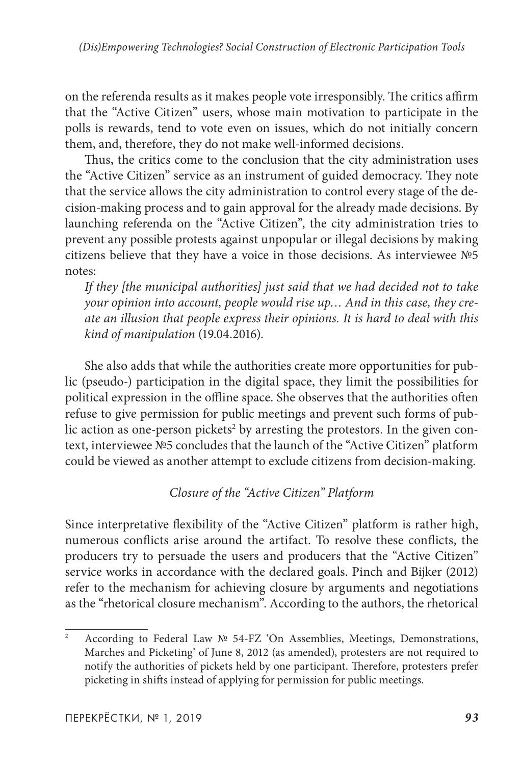on the referenda results as it makes people vote irresponsibly. The critics affirm that the "Active Citizen" users, whose main motivation to participate in the polls is rewards, tend to vote even on issues, which do not initially concern them, and, therefore, they do not make well-informed decisions.

Thus, the critics come to the conclusion that the city administration uses the "Active Citizen" service as an instrument of guided democracy. They note that the service allows the city administration to control every stage of the decision-making process and to gain approval for the already made decisions. By launching referenda on the "Active Citizen", the city administration tries to prevent any possible protests against unpopular or illegal decisions by making citizens believe that they have a voice in those decisions. As interviewee №5 notes:

> *If they [the municipal authorities] just said that we had decided not to take your opinion into account, people would rise up… And in this case, they create an illusion that people express their opinions. It is hard to deal with this kind of manipulation* (19.04.2016).

She also adds that while the authorities create more opportunities for public (pseudo-) participation in the digital space, they limit the possibilities for political expression in the offline space. She observes that the authorities often refuse to give permission for public meetings and prevent such forms of public action as one-person pickets[2] by arresting the protestors. In the given context, interviewee №5 concludes that the launch of the "Active Citizen" platform could be viewed as another attempt to exclude citizens from decision-making.

### *Closure of the "Active Citizen" Platform*

Since interpretative flexibility of the "Active Citizen" platform is rather high, numerous conflicts arise around the artifact. To resolve these conflicts, the producers try to persuade the users and producers that the "Active Citizen" service works in accordance with the declared goals. Pinch and Bijker (2012) refer to the mechanism for achieving closure by arguments and negotiations as the "rhetorical closure mechanism". According to the authors, the rhetorical

---

[2] According to Federal Law № 54-FZ 'On Assemblies, Meetings, Demonstrations, Marches and Picketing' of June 8, 2012 (as amended), protesters are not required to notify the authorities of pickets held by one participant. Therefore, protesters prefer picketing in shifts instead of applying for permission for public meetings.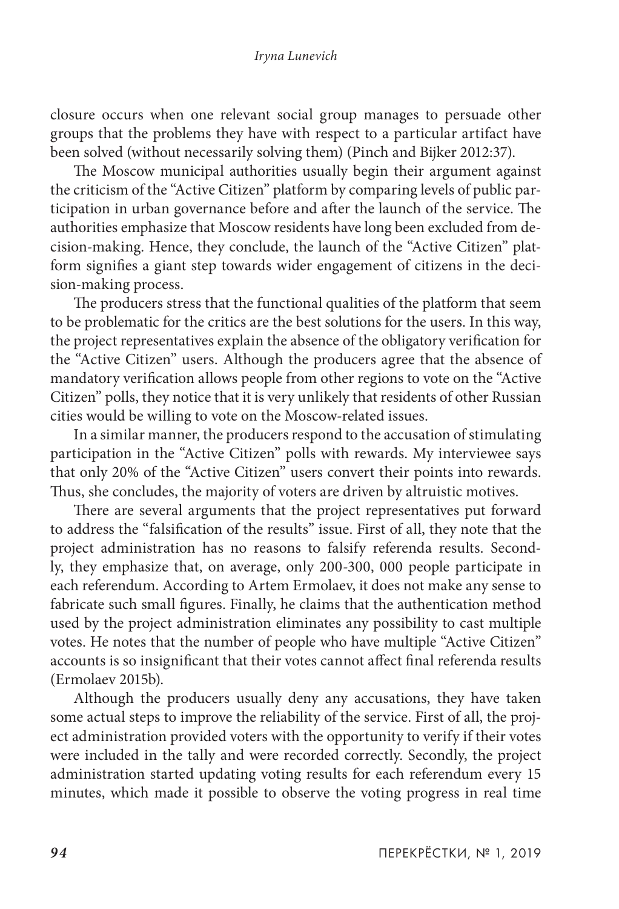closure occurs when one relevant social group manages to persuade other groups that the problems they have with respect to a particular artifact have been solved (without necessarily solving them) (Pinch and Bijker 2012:37).

The Moscow municipal authorities usually begin their argument against the criticism of the "Active Citizen" platform by comparing levels of public participation in urban governance before and after the launch of the service. The authorities emphasize that Moscow residents have long been excluded from decision-making. Hence, they conclude, the launch of the "Active Citizen" platform signifies a giant step towards wider engagement of citizens in the decision-making process.

The producers stress that the functional qualities of the platform that seem to be problematic for the critics are the best solutions for the users. In this way, the project representatives explain the absence of the obligatory verification for the "Active Citizen" users. Although the producers agree that the absence of mandatory verification allows people from other regions to vote on the "Active Citizen" polls, they notice that it is very unlikely that residents of other Russian cities would be willing to vote on the Moscow-related issues.

In a similar manner, the producers respond to the accusation of stimulating participation in the "Active Citizen" polls with rewards. My interviewee says that only 20% of the "Active Citizen" users convert their points into rewards. Thus, she concludes, the majority of voters are driven by altruistic motives.

There are several arguments that the project representatives put forward to address the "falsification of the results" issue. First of all, they note that the project administration has no reasons to falsify referenda results. Secondly, they emphasize that, on average, only 200-300, 000 people participate in each referendum. According to Artem Ermolaev, it does not make any sense to fabricate such small figures. Finally, he claims that the authentication method used by the project administration eliminates any possibility to cast multiple votes. He notes that the number of people who have multiple "Active Citizen" accounts is so insignificant that their votes cannot affect final referenda results (Ermolaev 2015b).

Although the producers usually deny any accusations, they have taken some actual steps to improve the reliability of the service. First of all, the project administration provided voters with the opportunity to verify if their votes were included in the tally and were recorded correctly. Secondly, the project administration started updating voting results for each referendum every 15 minutes, which made it possible to observe the voting progress in real time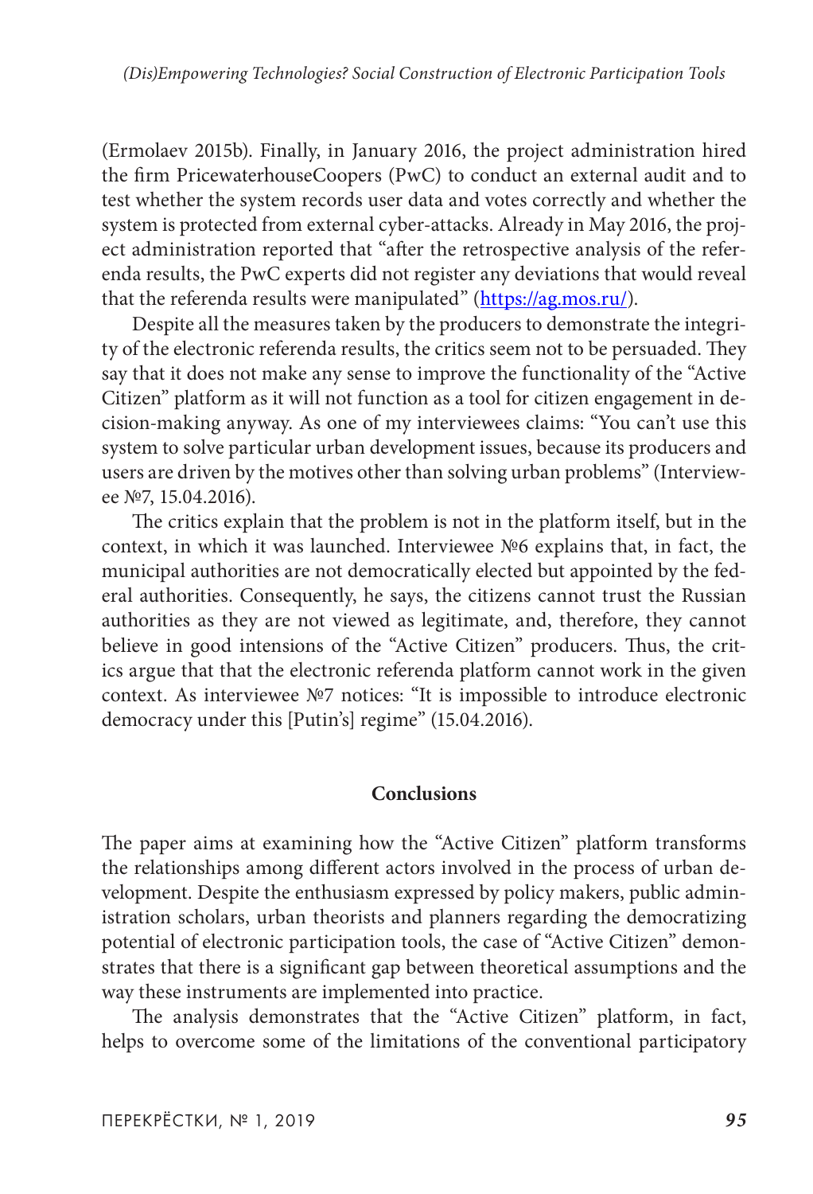(Ermolaev 2015b). Finally, in January 2016, the project administration hired the firm PricewaterhouseCoopers (PwC) to conduct an external audit and to test whether the system records user data and votes correctly and whether the system is protected from external cyber-attacks. Already in May 2016, the project administration reported that "after the retrospective analysis of the referenda results, the PwC experts did not register any deviations that would reveal that the referenda results were manipulated" (https://ag.mos.ru/).

Despite all the measures taken by the producers to demonstrate the integrity of the electronic referenda results, the critics seem not to be persuaded. They say that it does not make any sense to improve the functionality of the "Active Citizen" platform as it will not function as a tool for citizen engagement in decision-making anyway. As one of my interviewees claims: "You can't use this system to solve particular urban development issues, because its producers and users are driven by the motives other than solving urban problems" (Interviewee №7, 15.04.2016).

The critics explain that the problem is not in the platform itself, but in the context, in which it was launched. Interviewee №6 explains that, in fact, the municipal authorities are not democratically elected but appointed by the federal authorities. Consequently, he says, the citizens cannot trust the Russian authorities as they are not viewed as legitimate, and, therefore, they cannot believe in good intensions of the "Active Citizen" producers. Thus, the critics argue that that the electronic referenda platform cannot work in the given context. As interviewee №7 notices: "It is impossible to introduce electronic democracy under this [Putin's] regime" (15.04.2016).

## Conclusions

The paper aims at examining how the "Active Citizen" platform transforms the relationships among different actors involved in the process of urban development. Despite the enthusiasm expressed by policy makers, public administration scholars, urban theorists and planners regarding the democratizing potential of electronic participation tools, the case of "Active Citizen" demonstrates that there is a significant gap between theoretical assumptions and the way these instruments are implemented into practice.

The analysis demonstrates that the "Active Citizen" platform, in fact, helps to overcome some of the limitations of the conventional participatory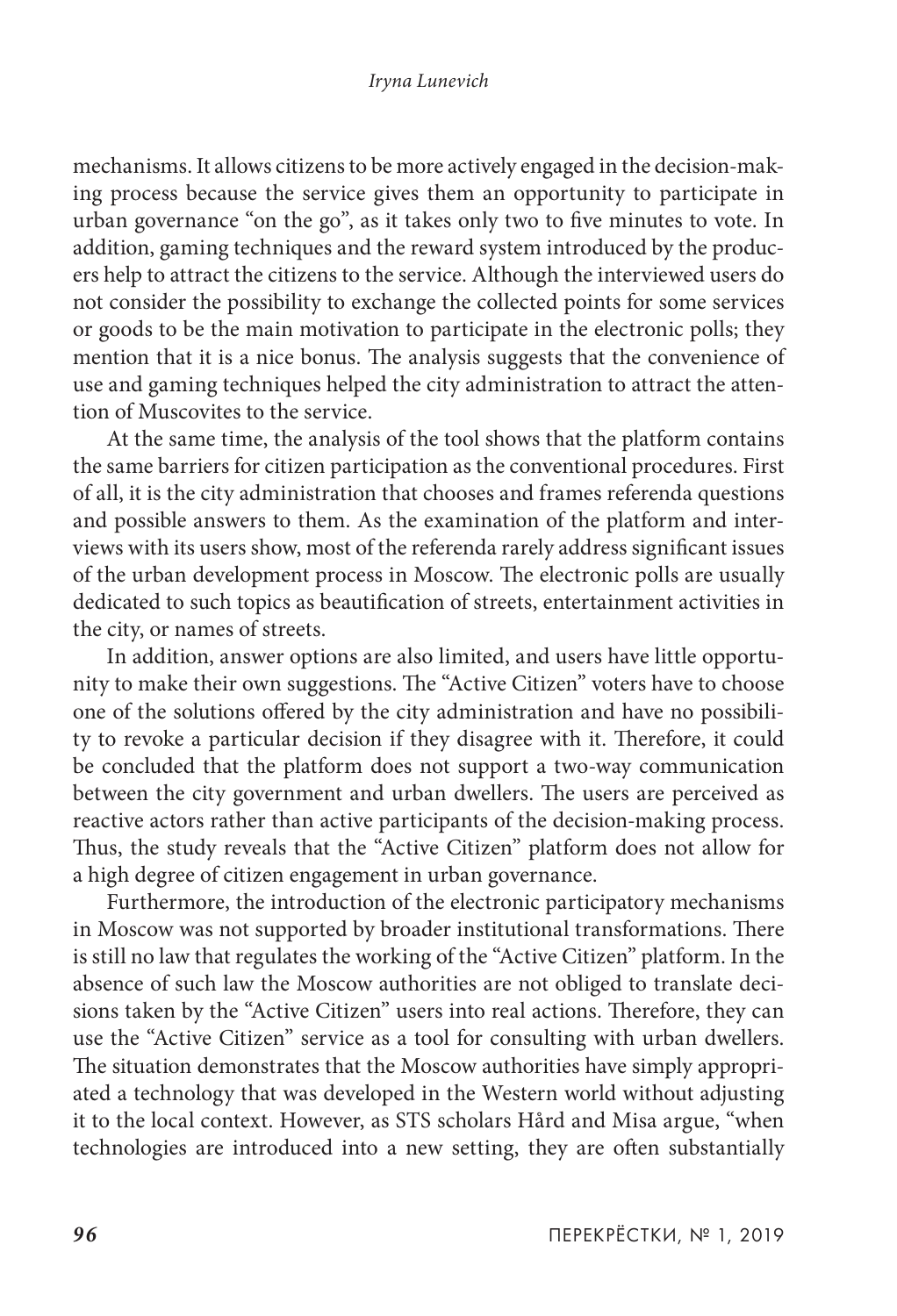mechanisms. It allows citizens to be more actively engaged in the decision-making process because the service gives them an opportunity to participate in urban governance "on the go", as it takes only two to five minutes to vote. In addition, gaming techniques and the reward system introduced by the producers help to attract the citizens to the service. Although the interviewed users do not consider the possibility to exchange the collected points for some services or goods to be the main motivation to participate in the electronic polls; they mention that it is a nice bonus. The analysis suggests that the convenience of use and gaming techniques helped the city administration to attract the attention of Muscovites to the service.

At the same time, the analysis of the tool shows that the platform contains the same barriers for citizen participation as the conventional procedures. First of all, it is the city administration that chooses and frames referenda questions and possible answers to them. As the examination of the platform and interviews with its users show, most of the referenda rarely address significant issues of the urban development process in Moscow. The electronic polls are usually dedicated to such topics as beautification of streets, entertainment activities in the city, or names of streets.

In addition, answer options are also limited, and users have little opportunity to make their own suggestions. The "Active Citizen" voters have to choose one of the solutions offered by the city administration and have no possibility to revoke a particular decision if they disagree with it. Therefore, it could be concluded that the platform does not support a two-way communication between the city government and urban dwellers. The users are perceived as reactive actors rather than active participants of the decision-making process. Thus, the study reveals that the "Active Citizen" platform does not allow for a high degree of citizen engagement in urban governance.

Furthermore, the introduction of the electronic participatory mechanisms in Moscow was not supported by broader institutional transformations. There is still no law that regulates the working of the "Active Citizen" platform. In the absence of such law the Moscow authorities are not obliged to translate decisions taken by the "Active Citizen" users into real actions. Therefore, they can use the "Active Citizen" service as a tool for consulting with urban dwellers. The situation demonstrates that the Moscow authorities have simply appropriated a technology that was developed in the Western world without adjusting it to the local context. However, as STS scholars Hård and Misa argue, "when technologies are introduced into a new setting, they are often substantially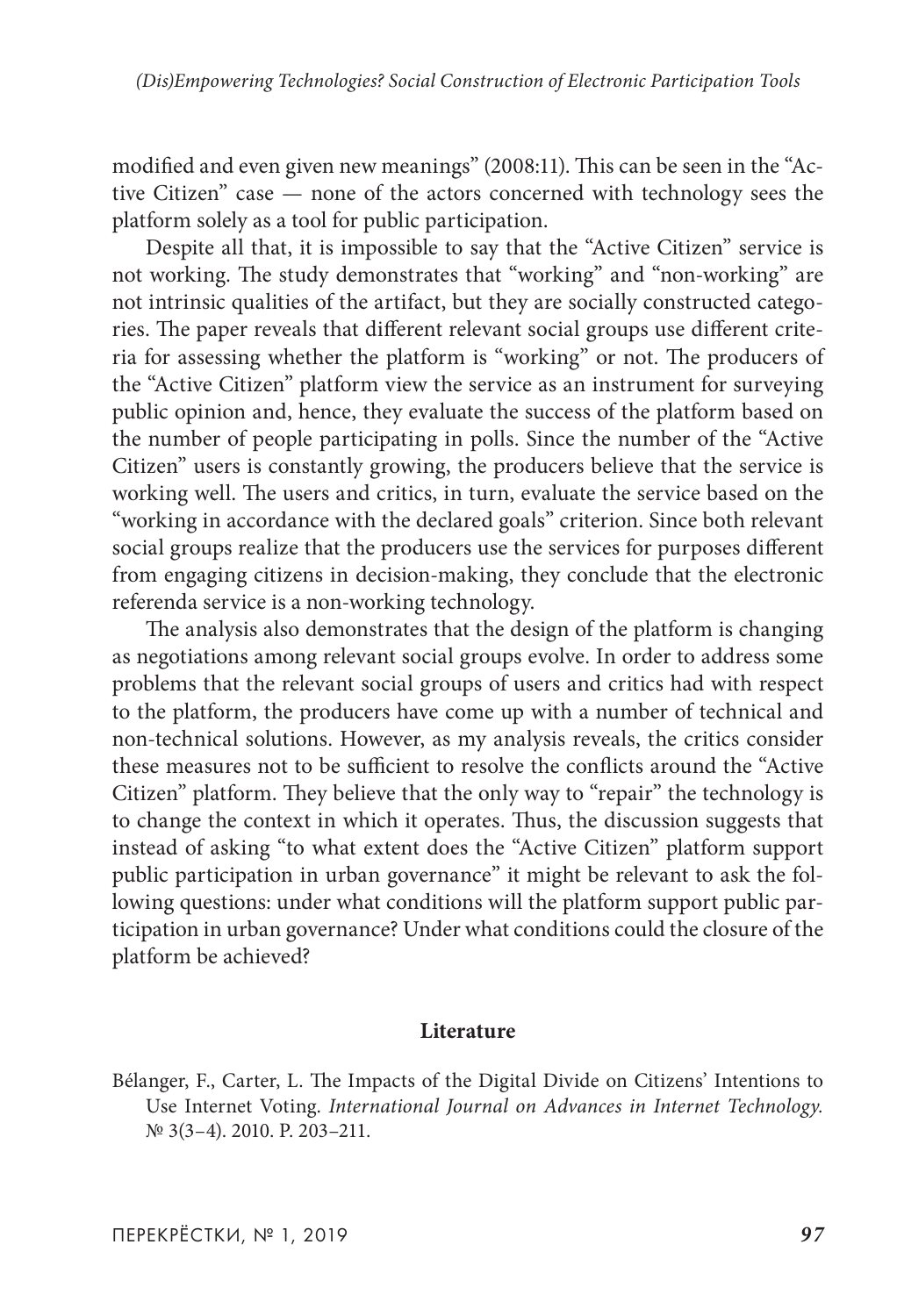modified and even given new meanings" (2008:11). This can be seen in the "Active Citizen" case — none of the actors concerned with technology sees the platform solely as a tool for public participation.

Despite all that, it is impossible to say that the "Active Citizen" service is not working. The study demonstrates that "working" and "non-working" are not intrinsic qualities of the artifact, but they are socially constructed categories. The paper reveals that different relevant social groups use different criteria for assessing whether the platform is "working" or not. The producers of the "Active Citizen" platform view the service as an instrument for surveying public opinion and, hence, they evaluate the success of the platform based on the number of people participating in polls. Since the number of the "Active Citizen" users is constantly growing, the producers believe that the service is working well. The users and critics, in turn, evaluate the service based on the "working in accordance with the declared goals" criterion. Since both relevant social groups realize that the producers use the services for purposes different from engaging citizens in decision-making, they conclude that the electronic referenda service is a non-working technology.

The analysis also demonstrates that the design of the platform is changing as negotiations among relevant social groups evolve. In order to address some problems that the relevant social groups of users and critics had with respect to the platform, the producers have come up with a number of technical and non-technical solutions. However, as my analysis reveals, the critics consider these measures not to be sufficient to resolve the conflicts around the "Active Citizen" platform. They believe that the only way to "repair" the technology is to change the context in which it operates. Thus, the discussion suggests that instead of asking "to what extent does the "Active Citizen" platform support public participation in urban governance" it might be relevant to ask the following questions: under what conditions will the platform support public participation in urban governance? Under what conditions could the closure of the platform be achieved?

## Literature

Bélanger, F., Carter, L. The Impacts of the Digital Divide on Citizens' Intentions to Use Internet Voting. *International Journal on Advances in Internet Technology.* № 3(3–4). 2010. P. 203–211.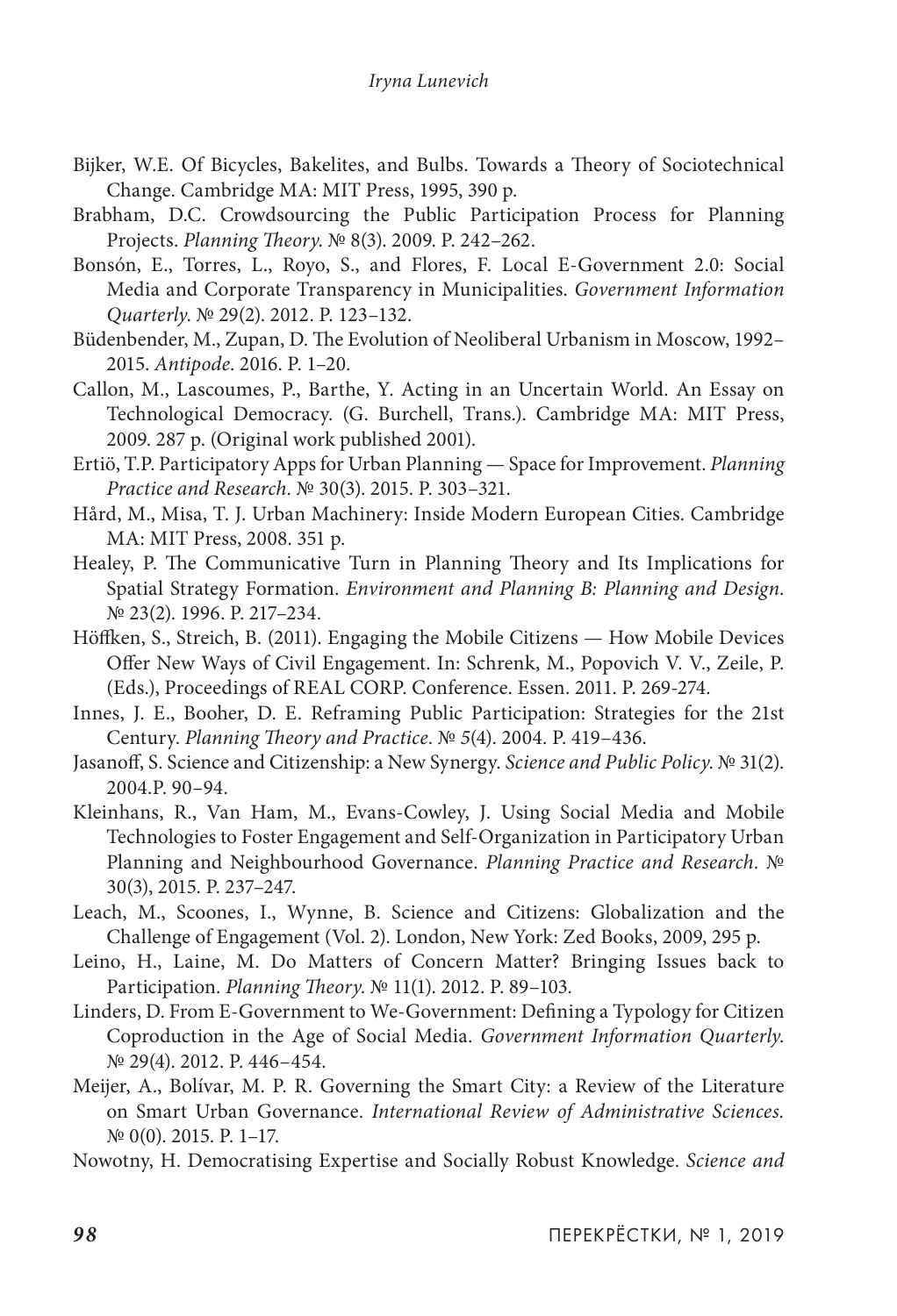Bijker, W.E. Of Bicycles, Bakelites, and Bulbs. Towards a Theory of Sociotechnical Change. Cambridge MA: MIT Press, 1995, 390 p.

Brabham, D.C. Crowdsourcing the Public Participation Process for Planning Projects. *Planning Theory*. № 8(3). 2009. P. 242–262.

Bonsón, E., Torres, L., Royo, S., and Flores, F. Local E-Government 2.0: Social Media and Corporate Transparency in Municipalities. *Government Information Quarterly*. № 29(2). 2012. P. 123–132.

Büdenbender, M., Zupan, D. The Evolution of Neoliberal Urbanism in Moscow, 1992–2015. *Antipode*. 2016. P. 1–20.

Callon, M., Lascoumes, P., Barthe, Y. Acting in an Uncertain World. An Essay on Technological Democracy. (G. Burchell, Trans.). Cambridge MA: MIT Press, 2009. 287 p. (Original work published 2001).

Ertiö, T.P. Participatory Apps for Urban Planning — Space for Improvement. *Planning Practice and Research*. № 30(3). 2015. P. 303–321.

Hård, M., Misa, T. J. Urban Machinery: Inside Modern European Cities. Cambridge MA: MIT Press, 2008. 351 p.

Healey, P. The Communicative Turn in Planning Theory and Its Implications for Spatial Strategy Formation. *Environment and Planning B: Planning and Design*. № 23(2). 1996. P. 217–234.

Höffken, S., Streich, B. (2011). Engaging the Mobile Citizens — How Mobile Devices Offer New Ways of Civil Engagement. In: Schrenk, M., Popovich V. V., Zeile, P. (Eds.), Proceedings of REAL CORP. Conference. Essen. 2011. P. 269-274.

Innes, J. E., Booher, D. E. Reframing Public Participation: Strategies for the 21st Century. *Planning Theory and Practice*. № 5(4). 2004. P. 419–436.

Jasanoff, S. Science and Citizenship: a New Synergy. *Science and Public Policy*. № 31(2). 2004.P. 90–94.

Kleinhans, R., Van Ham, M., Evans-Cowley, J. Using Social Media and Mobile Technologies to Foster Engagement and Self-Organization in Participatory Urban Planning and Neighbourhood Governance. *Planning Practice and Research*. № 30(3), 2015. P. 237–247.

Leach, M., Scoones, I., Wynne, B. Science and Citizens: Globalization and the Challenge of Engagement (Vol. 2). London, New York: Zed Books, 2009, 295 p.

Leino, H., Laine, M. Do Matters of Concern Matter? Bringing Issues back to Participation. *Planning Theory*. № 11(1). 2012. P. 89–103.

Linders, D. From E-Government to We-Government: Defining a Typology for Citizen Coproduction in the Age of Social Media. *Government Information Quarterly*. № 29(4). 2012. P. 446–454.

Meijer, A., Bolívar, M. P. R. Governing the Smart City: a Review of the Literature on Smart Urban Governance. *International Review of Administrative Sciences*. № 0(0). 2015. P. 1–17.

Nowotny, H. Democratising Expertise and Socially Robust Knowledge. *Science and*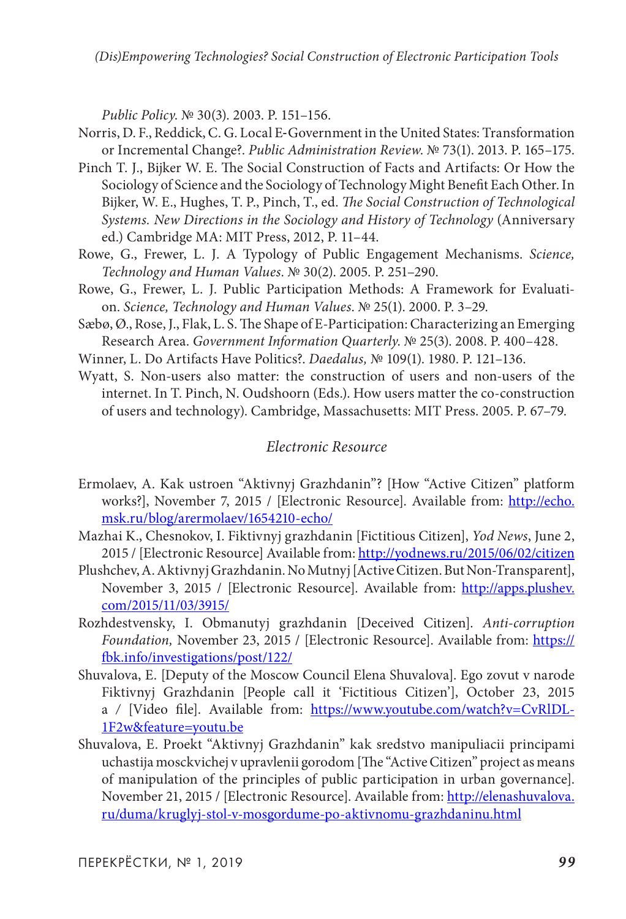*Public Policy*. № 30(3). 2003. P. 151–156.

Norris, D. F., Reddick, C. G. Local E-Government in the United States: Transformation or Incremental Change?. *Public Administration Review*. № 73(1). 2013. P. 165–175.

Pinch T. J., Bijker W. E. The Social Construction of Facts and Artifacts: Or How the Sociology of Science and the Sociology of Technology Might Benefit Each Other. In Bijker, W. E., Hughes, T. P., Pinch, T., ed. *The Social Construction of Technological Systems. New Directions in the Sociology and History of Technology* (Anniversary ed.) Cambridge MA: MIT Press, 2012, P. 11–44.

Rowe, G., Frewer, L. J. A Typology of Public Engagement Mechanisms. *Science, Technology and Human Values*. № 30(2). 2005. P. 251–290.

Rowe, G., Frewer, L. J. Public Participation Methods: A Framework for Evaluation. *Science, Technology and Human Values*. № 25(1). 2000. P. 3–29.

Sæbø, Ø., Rose, J., Flak, L. S. The Shape of E-Participation: Characterizing an Emerging Research Area. *Government Information Quarterly*. № 25(3). 2008. P. 400–428.

Winner, L. Do Artifacts Have Politics?. *Daedalus,* № 109(1). 1980. P. 121–136.

Wyatt, S. Non-users also matter: the construction of users and non-users of the internet. In T. Pinch, N. Oudshoorn (Eds.). How users matter the co-construction of users and technology). Cambridge, Massachusetts: MIT Press. 2005. P. 67–79.

### *Electronic Resource*

Ermolaev, A. Kak ustroen "Aktivnyj Grazhdanin"? [How "Active Citizen" platform works?], November 7, 2015 / [Electronic Resource]. Available from: http://echo.msk.ru/blog/arermolaev/1654210-echo/

Mazhai K., Chesnokov, I. Fiktivnyj grazhdanin [Fictitious Citizen], *Yod News*, June 2, 2015 / [Electronic Resource] Available from: http://yodnews.ru/2015/06/02/citizen

Plushchev, A. Aktivnyj Grazhdanin. No Mutnyj [Active Citizen. But Non-Transparent], November 3, 2015 / [Electronic Resource]. Available from: http://apps.plushev.com/2015/11/03/3915/

Rozhdestvensky, I. Obmanutyj grazhdanin [Deceived Citizen]. *Anti-corruption Foundation,* November 23, 2015 / [Electronic Resource]. Available from: https://fbk.info/investigations/post/122/

Shuvalova, E. [Deputy of the Moscow Council Elena Shuvalova]. Ego zovut v narode Fiktivnyj Grazhdanin [People call it 'Fictitious Citizen'], October 23, 2015 a / [Video file]. Available from: https://www.youtube.com/watch?v=CvRlDL-1F2w&feature=youtu.be

Shuvalova, E. Proekt "Aktivnyj Grazhdanin" kak sredstvo manipuliacii principami uchastija mosckvichej v upravlenii gorodom [The "Active Citizen" project as means of manipulation of the principles of public participation in urban governance]. November 21, 2015 / [Electronic Resource]. Available from: http://elenashuvalova.ru/duma/kruglyj-stol-v-mosgordume-po-aktivnomu-grazhdaninu.html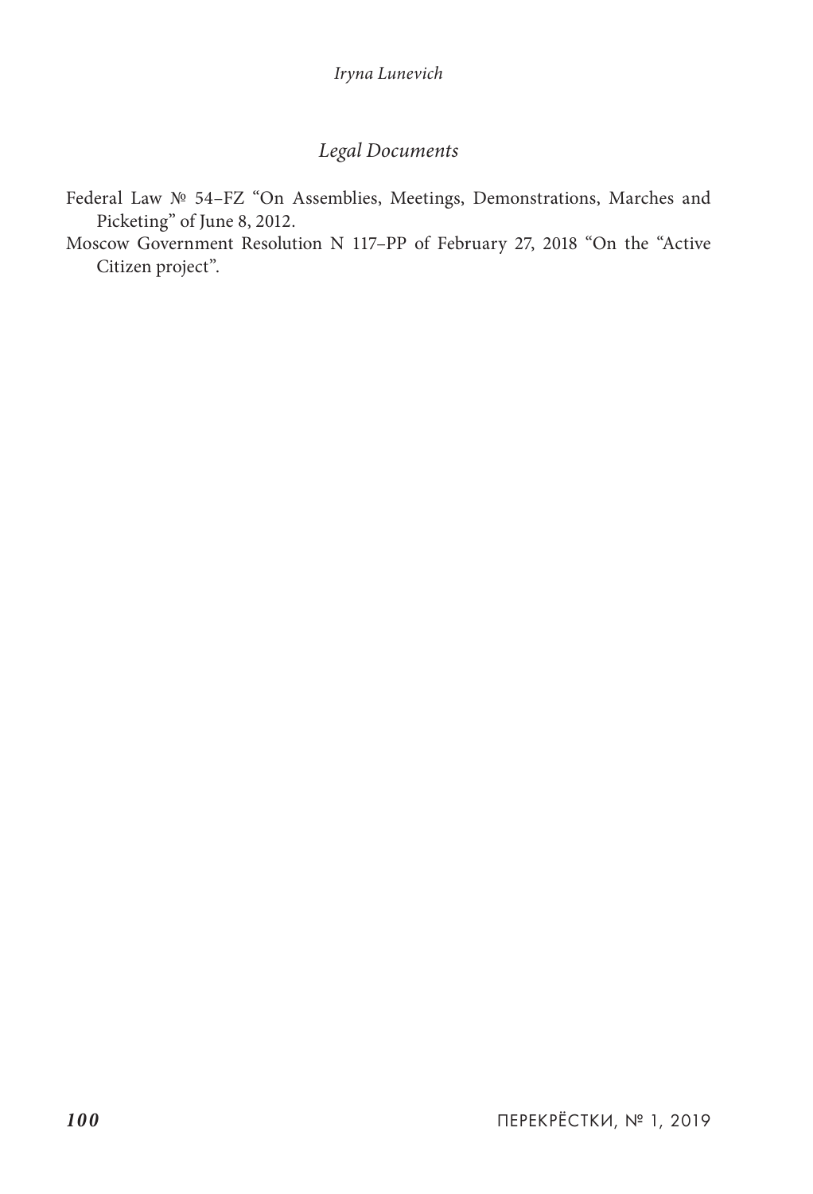## *Legal Documents*

Federal Law № 54–FZ "On Assemblies, Meetings, Demonstrations, Marches and Picketing" of June 8, 2012.

Moscow Government Resolution N 117–PP of February 27, 2018 "On the "Active Citizen project".